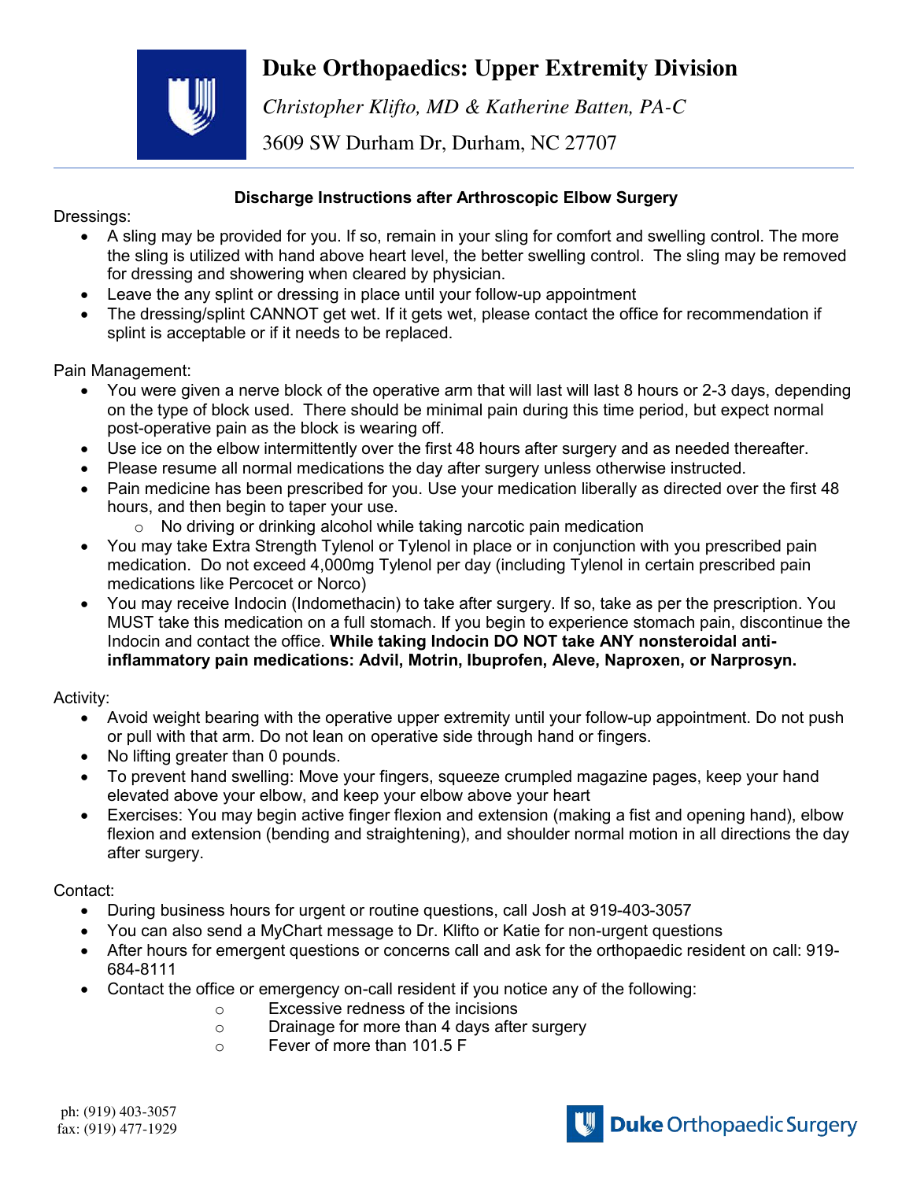# Duke Orthopaedics: Upper Extremity Division

*Christopher Klifto, MD & Katherine Batten, PA-C*

3609 SW Durham Dr, Durham, NC 27707

## Discharge Instructions after Arthroscopic Elbow Surgery

Dressings:

- A sling may be provided for you. If so, remain in your sling for comfort and swelling control. The more the sling is utilized with hand above heart level, the better swelling control. The sling may be removed for dressing and showering when cleared by physician.
- Leave the any splint or dressing in place until your follow-up appointment
- The dressing/splint CANNOT get wet. If it gets wet, please contact the office for recommendation if splint is acceptable or if it needs to be replaced.

Pain Management:

- You were given a nerve block of the operative arm that will last will last 8 hours or 2-3 days, depending on the type of block used. There should be minimal pain during this time period, but expect normal post-operative pain as the block is wearing off.
- Use ice on the elbow intermittently over the first 48 hours after surgery and as needed thereafter.
- Please resume all normal medications the day after surgery unless otherwise instructed.
- Pain medicine has been prescribed for you. Use your medication liberally as directed over the first 48 hours, and then begin to taper your use.
  - No driving or drinking alcohol while taking narcotic pain medication
- You may take Extra Strength Tylenol or Tylenol in place or in conjunction with you prescribed pain medication. Do not exceed 4,000mg Tylenol per day (including Tylenol in certain prescribed pain medications like Percocet or Norco)
- You may receive Indocin (Indomethacin) to take after surgery. If so, take as per the prescription. You MUST take this medication on a full stomach. If you begin to experience stomach pain, discontinue the Indocin and contact the office. **While taking Indocin DO NOT take ANY nonsteroidal anti-inflammatory pain medications: Advil, Motrin, Ibuprofen, Aleve, Naproxen, or Narprosyn.**

Activity:

- Avoid weight bearing with the operative upper extremity until your follow-up appointment. Do not push or pull with that arm. Do not lean on operative side through hand or fingers.
- No lifting greater than 0 pounds.
- To prevent hand swelling: Move your fingers, squeeze crumpled magazine pages, keep your hand elevated above your elbow, and keep your elbow above your heart
- Exercises: You may begin active finger flexion and extension (making a fist and opening hand), elbow flexion and extension (bending and straightening), and shoulder normal motion in all directions the day after surgery.

Contact:

- During business hours for urgent or routine questions, call Josh at 919-403-3057
- You can also send a MyChart message to Dr. Klifto or Katie for non-urgent questions
- After hours for emergent questions or concerns call and ask for the orthopaedic resident on call: 919-684-8111
- Contact the office or emergency on-call resident if you notice any of the following:
  - Excessive redness of the incisions
  - Drainage for more than 4 days after surgery
  - Fever of more than 101.5 F

ph: (919) 403-3057
fax: (919) 477-1929

Duke Orthopaedic Surgery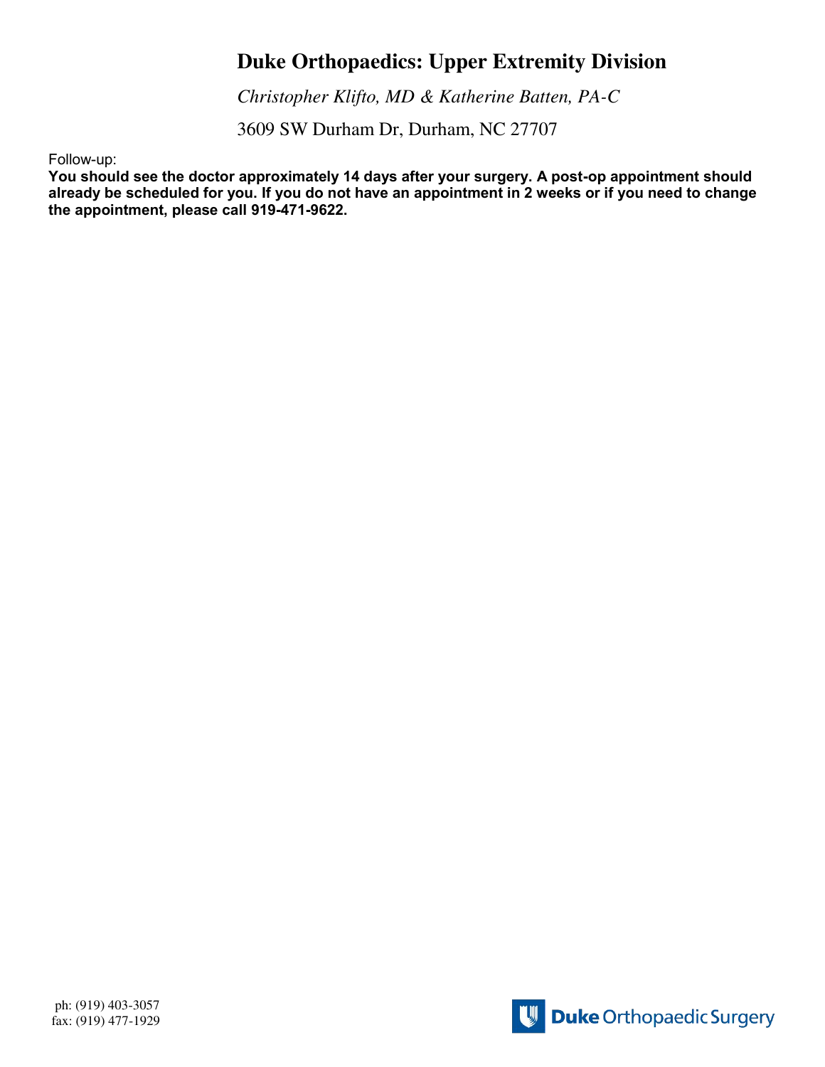# Duke Orthopaedics: Upper Extremity Division

*Christopher Klifto, MD & Katherine Batten, PA-C*

3609 SW Durham Dr, Durham, NC 27707

Follow-up:

**You should see the doctor approximately 14 days after your surgery. A post-op appointment should already be scheduled for you. If you do not have an appointment in 2 weeks or if you need to change the appointment, please call 919-471-9622.**

ph: (919) 403-3057
fax: (919) 477-1929